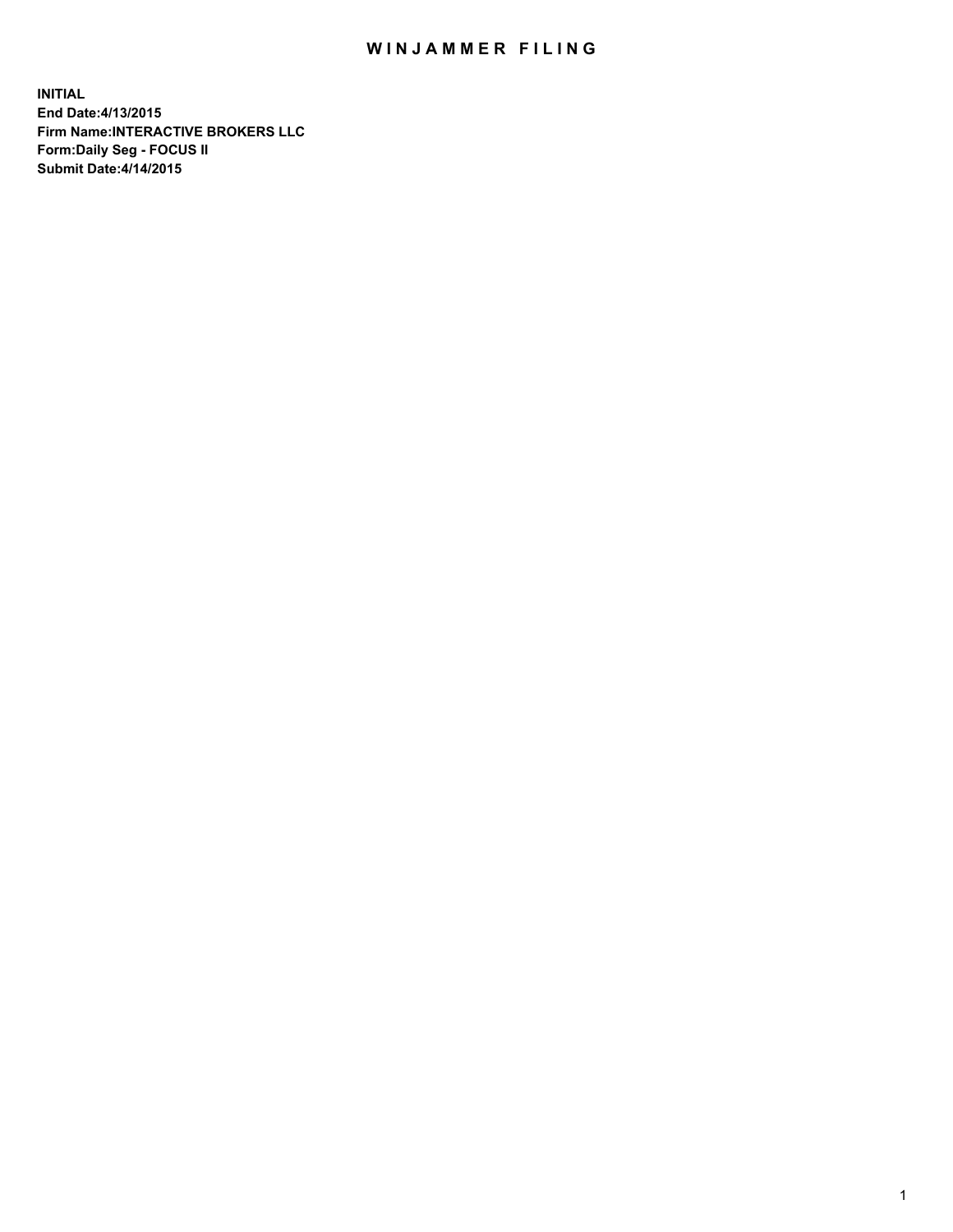# WINJAMMER FILING

**INITIAL**
**End Date:4/13/2015**
**Firm Name:INTERACTIVE BROKERS LLC**
**Form:Daily Seg - FOCUS II**
**Submit Date:4/14/2015**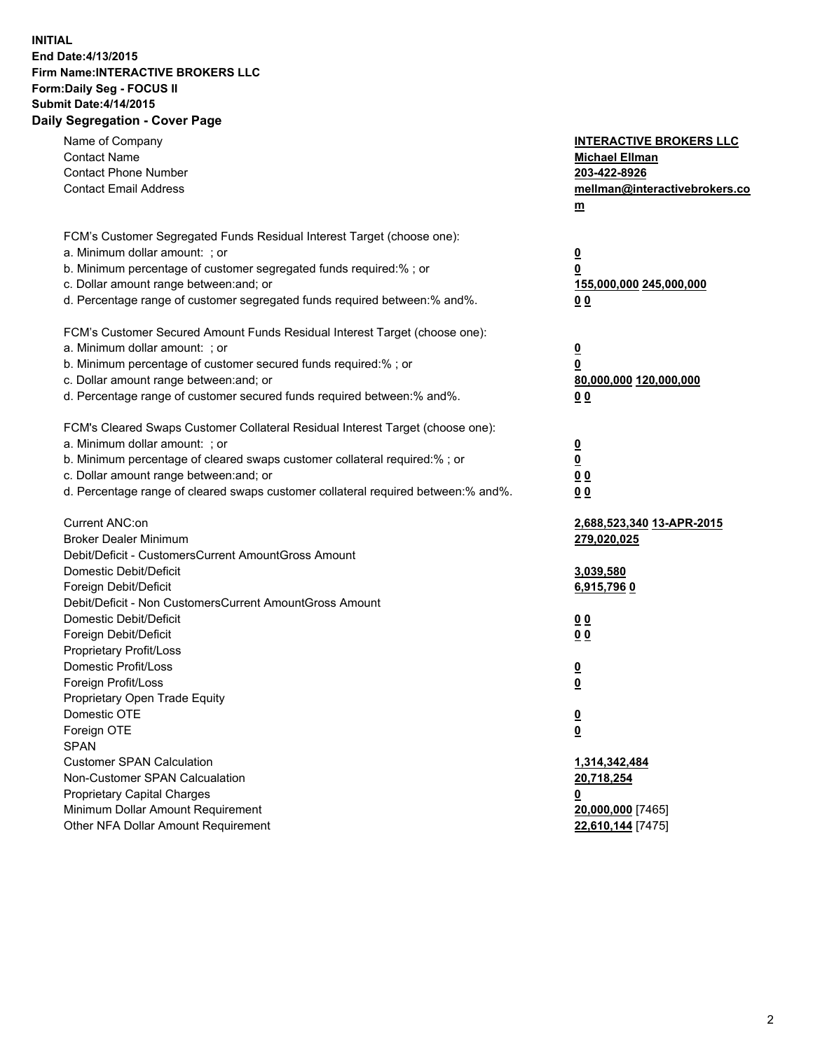**INITIAL**
**End Date:4/13/2015**
**Firm Name:INTERACTIVE BROKERS LLC**
**Form:Daily Seg - FOCUS II**
**Submit Date:4/14/2015**

## Daily Segregation - Cover Page

| | |
|---|---|
| Name of Company | **INTERACTIVE BROKERS LLC** |
| Contact Name | **Michael Ellman** |
| Contact Phone Number | **203-422-8926** |
| Contact Email Address | **mellman@interactivebrokers.com** |
| FCM's Customer Segregated Funds Residual Interest Target (choose one): | |
| a. Minimum dollar amount: ; or | **0** |
| b. Minimum percentage of customer segregated funds required:% ; or | **0** |
| c. Dollar amount range between:and; or | **155,000,000 245,000,000** |
| d. Percentage range of customer segregated funds required between:% and%. | **0 0** |
| FCM's Customer Secured Amount Funds Residual Interest Target (choose one): | |
| a. Minimum dollar amount: ; or | **0** |
| b. Minimum percentage of customer secured funds required:% ; or | **0** |
| c. Dollar amount range between:and; or | **80,000,000 120,000,000** |
| d. Percentage range of customer secured funds required between:% and%. | **0 0** |
| FCM's Cleared Swaps Customer Collateral Residual Interest Target (choose one): | |
| a. Minimum dollar amount: ; or | **0** |
| b. Minimum percentage of cleared swaps customer collateral required:% ; or | **0** |
| c. Dollar amount range between:and; or | **0 0** |
| d. Percentage range of cleared swaps customer collateral required between:% and%. | **0 0** |
| Current ANC:on | **2,688,523,340 13-APR-2015** |
| Broker Dealer Minimum | **279,020,025** |
| Debit/Deficit - CustomersCurrent AmountGross Amount | |
| Domestic Debit/Deficit | **3,039,580** |
| Foreign Debit/Deficit | **6,915,796 0** |
| Debit/Deficit - Non CustomersCurrent AmountGross Amount | |
| Domestic Debit/Deficit | **0 0** |
| Foreign Debit/Deficit | **0 0** |
| Proprietary Profit/Loss | |
| Domestic Profit/Loss | **0** |
| Foreign Profit/Loss | **0** |
| Proprietary Open Trade Equity | |
| Domestic OTE | **0** |
| Foreign OTE | **0** |
| SPAN | |
| Customer SPAN Calculation | **1,314,342,484** |
| Non-Customer SPAN Calcualation | **20,718,254** |
| Proprietary Capital Charges | **0** |
| Minimum Dollar Amount Requirement | **20,000,000** [7465] |
| Other NFA Dollar Amount Requirement | **22,610,144** [7475] |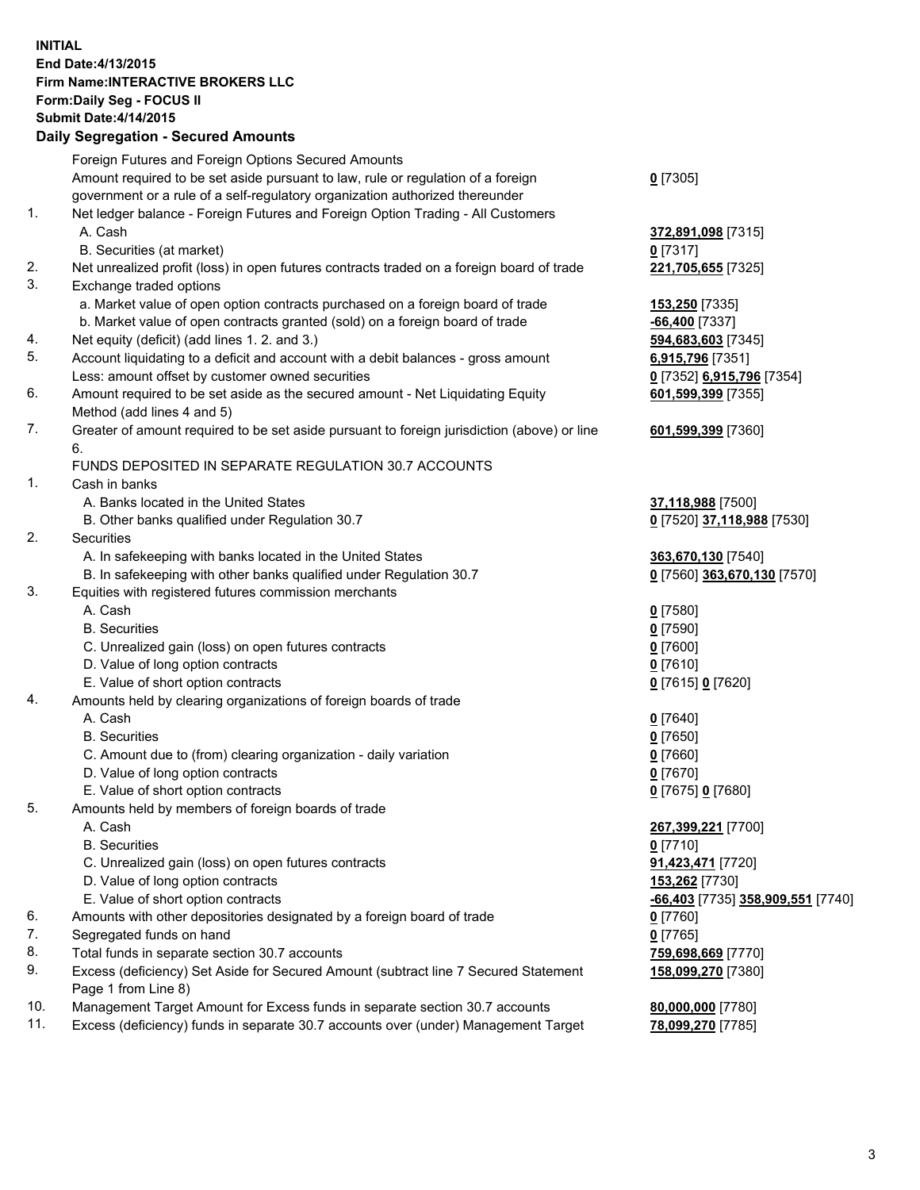**INITIAL**
**End Date:4/13/2015**
**Firm Name:INTERACTIVE BROKERS LLC**
**Form:Daily Seg - FOCUS II**
**Submit Date:4/14/2015**
**Daily Segregation - Secured Amounts**

| | | |
|---|---|---|
| | Foreign Futures and Foreign Options Secured Amounts | |
| | Amount required to be set aside pursuant to law, rule or regulation of a foreign government or a rule of a self-regulatory organization authorized thereunder | **0** [7305] |
| 1. | Net ledger balance - Foreign Futures and Foreign Option Trading - All Customers | |
| | A. Cash | **372,891,098** [7315] |
| | B. Securities (at market) | **0** [7317] |
| 2. | Net unrealized profit (loss) in open futures contracts traded on a foreign board of trade | **221,705,655** [7325] |
| 3. | Exchange traded options | |
| | a. Market value of open option contracts purchased on a foreign board of trade | **153,250** [7335] |
| | b. Market value of open contracts granted (sold) on a foreign board of trade | **-66,400** [7337] |
| 4. | Net equity (deficit) (add lines 1. 2. and 3.) | **594,683,603** [7345] |
| 5. | Account liquidating to a deficit and account with a debit balances - gross amount | **6,915,796** [7351] |
| | Less: amount offset by customer owned securities | **0** [7352] **6,915,796** [7354] |
| 6. | Amount required to be set aside as the secured amount - Net Liquidating Equity Method (add lines 4 and 5) | **601,599,399** [7355] |
| 7. | Greater of amount required to be set aside pursuant to foreign jurisdiction (above) or line 6. | **601,599,399** [7360] |
| | FUNDS DEPOSITED IN SEPARATE REGULATION 30.7 ACCOUNTS | |
| 1. | Cash in banks | |
| | A. Banks located in the United States | **37,118,988** [7500] |
| | B. Other banks qualified under Regulation 30.7 | **0** [7520] **37,118,988** [7530] |
| 2. | Securities | |
| | A. In safekeeping with banks located in the United States | **363,670,130** [7540] |
| | B. In safekeeping with other banks qualified under Regulation 30.7 | **0** [7560] **363,670,130** [7570] |
| 3. | Equities with registered futures commission merchants | |
| | A. Cash | **0** [7580] |
| | B. Securities | **0** [7590] |
| | C. Unrealized gain (loss) on open futures contracts | **0** [7600] |
| | D. Value of long option contracts | **0** [7610] |
| | E. Value of short option contracts | **0** [7615] **0** [7620] |
| 4. | Amounts held by clearing organizations of foreign boards of trade | |
| | A. Cash | **0** [7640] |
| | B. Securities | **0** [7650] |
| | C. Amount due to (from) clearing organization - daily variation | **0** [7660] |
| | D. Value of long option contracts | **0** [7670] |
| | E. Value of short option contracts | **0** [7675] **0** [7680] |
| 5. | Amounts held by members of foreign boards of trade | |
| | A. Cash | **267,399,221** [7700] |
| | B. Securities | **0** [7710] |
| | C. Unrealized gain (loss) on open futures contracts | **91,423,471** [7720] |
| | D. Value of long option contracts | **153,262** [7730] |
| | E. Value of short option contracts | **-66,403** [7735] **358,909,551** [7740] |
| 6. | Amounts with other depositories designated by a foreign board of trade | **0** [7760] |
| 7. | Segregated funds on hand | **0** [7765] |
| 8. | Total funds in separate section 30.7 accounts | **759,698,669** [7770] |
| 9. | Excess (deficiency) Set Aside for Secured Amount (subtract line 7 Secured Statement Page 1 from Line 8) | **158,099,270** [7380] |
| 10. | Management Target Amount for Excess funds in separate section 30.7 accounts | **80,000,000** [7780] |
| 11. | Excess (deficiency) funds in separate 30.7 accounts over (under) Management Target | **78,099,270** [7785] |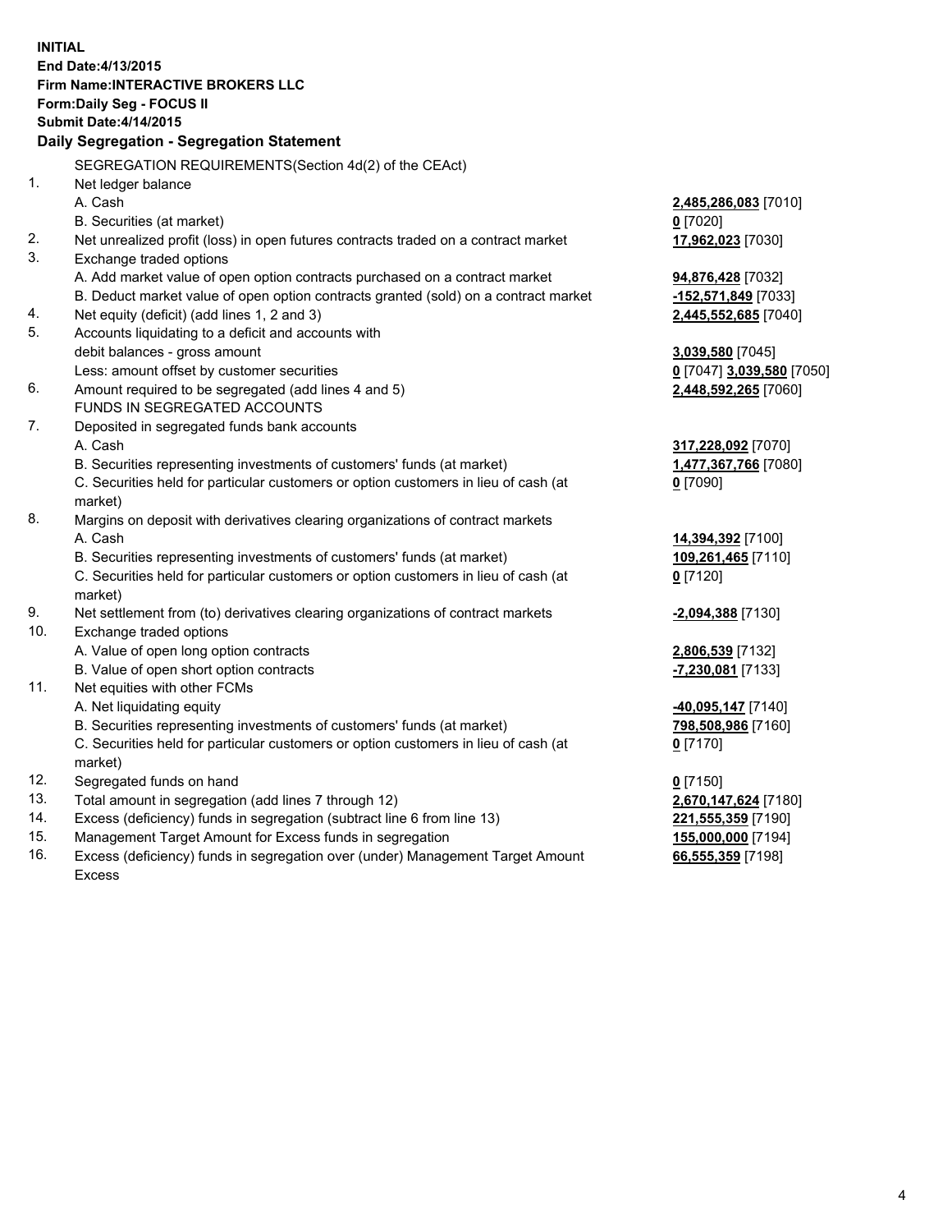**INITIAL**
**End Date:4/13/2015**
**Firm Name:INTERACTIVE BROKERS LLC**
**Form:Daily Seg - FOCUS II**
**Submit Date:4/14/2015**

## Daily Segregation - Segregation Statement

| | | |
|---|---|---|
| | SEGREGATION REQUIREMENTS(Section 4d(2) of the CEAct) | |
| 1. | Net ledger balance | |
| | A. Cash | **2,485,286,083** [7010] |
| | B. Securities (at market) | **0** [7020] |
| 2. | Net unrealized profit (loss) in open futures contracts traded on a contract market | **17,962,023** [7030] |
| 3. | Exchange traded options | |
| | A. Add market value of open option contracts purchased on a contract market | **94,876,428** [7032] |
| | B. Deduct market value of open option contracts granted (sold) on a contract market | **-152,571,849** [7033] |
| 4. | Net equity (deficit) (add lines 1, 2 and 3) | **2,445,552,685** [7040] |
| 5. | Accounts liquidating to a deficit and accounts with | |
| | debit balances - gross amount | **3,039,580** [7045] |
| | Less: amount offset by customer securities | **0** [7047] **3,039,580** [7050] |
| 6. | Amount required to be segregated (add lines 4 and 5) | **2,448,592,265** [7060] |
| | FUNDS IN SEGREGATED ACCOUNTS | |
| 7. | Deposited in segregated funds bank accounts | |
| | A. Cash | **317,228,092** [7070] |
| | B. Securities representing investments of customers' funds (at market) | **1,477,367,766** [7080] |
| | C. Securities held for particular customers or option customers in lieu of cash (at market) | **0** [7090] |
| 8. | Margins on deposit with derivatives clearing organizations of contract markets | |
| | A. Cash | **14,394,392** [7100] |
| | B. Securities representing investments of customers' funds (at market) | **109,261,465** [7110] |
| | C. Securities held for particular customers or option customers in lieu of cash (at market) | **0** [7120] |
| 9. | Net settlement from (to) derivatives clearing organizations of contract markets | **-2,094,388** [7130] |
| 10. | Exchange traded options | |
| | A. Value of open long option contracts | **2,806,539** [7132] |
| | B. Value of open short option contracts | **-7,230,081** [7133] |
| 11. | Net equities with other FCMs | |
| | A. Net liquidating equity | **-40,095,147** [7140] |
| | B. Securities representing investments of customers' funds (at market) | **798,508,986** [7160] |
| | C. Securities held for particular customers or option customers in lieu of cash (at market) | **0** [7170] |
| 12. | Segregated funds on hand | **0** [7150] |
| 13. | Total amount in segregation (add lines 7 through 12) | **2,670,147,624** [7180] |
| 14. | Excess (deficiency) funds in segregation (subtract line 6 from line 13) | **221,555,359** [7190] |
| 15. | Management Target Amount for Excess funds in segregation | **155,000,000** [7194] |
| 16. | Excess (deficiency) funds in segregation over (under) Management Target Amount Excess | **66,555,359** [7198] |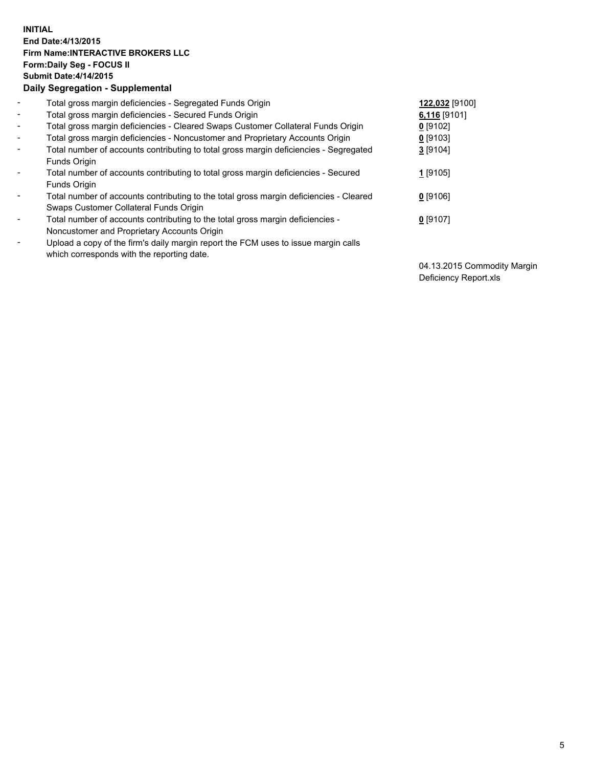**INITIAL**
**End Date:4/13/2015**
**Firm Name:INTERACTIVE BROKERS LLC**
**Form:Daily Seg - FOCUS II**
**Submit Date:4/14/2015**

## Daily Segregation - Supplemental

| | | |
|---|---|---|
| - | Total gross margin deficiencies - Segregated Funds Origin | **122,032** [9100] |
| - | Total gross margin deficiencies - Secured Funds Origin | **6,116** [9101] |
| - | Total gross margin deficiencies - Cleared Swaps Customer Collateral Funds Origin | **0** [9102] |
| - | Total gross margin deficiencies - Noncustomer and Proprietary Accounts Origin | **0** [9103] |
| - | Total number of accounts contributing to total gross margin deficiencies - Segregated Funds Origin | **3** [9104] |
| - | Total number of accounts contributing to total gross margin deficiencies - Secured Funds Origin | **1** [9105] |
| - | Total number of accounts contributing to the total gross margin deficiencies - Cleared Swaps Customer Collateral Funds Origin | **0** [9106] |
| - | Total number of accounts contributing to the total gross margin deficiencies - Noncustomer and Proprietary Accounts Origin | **0** [9107] |
| - | Upload a copy of the firm's daily margin report the FCM uses to issue margin calls which corresponds with the reporting date. | 04.13.2015 Commodity Margin Deficiency Report.xls |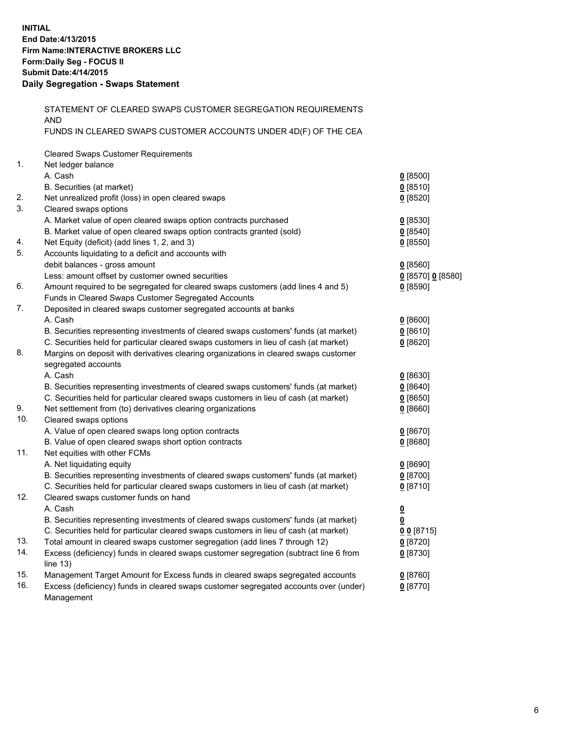**INITIAL**
**End Date:4/13/2015**
**Firm Name:INTERACTIVE BROKERS LLC**
**Form:Daily Seg - FOCUS II**
**Submit Date:4/14/2015**
**Daily Segregation - Swaps Statement**

STATEMENT OF CLEARED SWAPS CUSTOMER SEGREGATION REQUIREMENTS AND FUNDS IN CLEARED SWAPS CUSTOMER ACCOUNTS UNDER 4D(F) OF THE CEA

| | | |
|---|---|---|
| | Cleared Swaps Customer Requirements | |
| 1. | Net ledger balance | |
| | A. Cash | 0 [8500] |
| | B. Securities (at market) | 0 [8510] |
| 2. | Net unrealized profit (loss) in open cleared swaps | 0 [8520] |
| 3. | Cleared swaps options | |
| | A. Market value of open cleared swaps option contracts purchased | 0 [8530] |
| | B. Market value of open cleared swaps option contracts granted (sold) | 0 [8540] |
| 4. | Net Equity (deficit) (add lines 1, 2, and 3) | 0 [8550] |
| 5. | Accounts liquidating to a deficit and accounts with debit balances - gross amount | 0 [8560] |
| | Less: amount offset by customer owned securities | 0 [8570] 0 [8580] |
| 6. | Amount required to be segregated for cleared swaps customers (add lines 4 and 5) | 0 [8590] |
| | Funds in Cleared Swaps Customer Segregated Accounts | |
| 7. | Deposited in cleared swaps customer segregated accounts at banks | |
| | A. Cash | 0 [8600] |
| | B. Securities representing investments of cleared swaps customers' funds (at market) | 0 [8610] |
| | C. Securities held for particular cleared swaps customers in lieu of cash (at market) | 0 [8620] |
| 8. | Margins on deposit with derivatives clearing organizations in cleared swaps customer segregated accounts | |
| | A. Cash | 0 [8630] |
| | B. Securities representing investments of cleared swaps customers' funds (at market) | 0 [8640] |
| | C. Securities held for particular cleared swaps customers in lieu of cash (at market) | 0 [8650] |
| 9. | Net settlement from (to) derivatives clearing organizations | 0 [8660] |
| 10. | Cleared swaps options | |
| | A. Value of open cleared swaps long option contracts | 0 [8670] |
| | B. Value of open cleared swaps short option contracts | 0 [8680] |
| 11. | Net equities with other FCMs | |
| | A. Net liquidating equity | 0 [8690] |
| | B. Securities representing investments of cleared swaps customers' funds (at market) | 0 [8700] |
| | C. Securities held for particular cleared swaps customers in lieu of cash (at market) | 0 [8710] |
| 12. | Cleared swaps customer funds on hand | |
| | A. Cash | 0 |
| | B. Securities representing investments of cleared swaps customers' funds (at market) | 0 |
| | C. Securities held for particular cleared swaps customers in lieu of cash (at market) | 0 0 [8715] |
| 13. | Total amount in cleared swaps customer segregation (add lines 7 through 12) | 0 [8720] |
| 14. | Excess (deficiency) funds in cleared swaps customer segregation (subtract line 6 from line 13) | 0 [8730] |
| 15. | Management Target Amount for Excess funds in cleared swaps segregated accounts | 0 [8760] |
| 16. | Excess (deficiency) funds in cleared swaps customer segregated accounts over (under) Management | 0 [8770] |